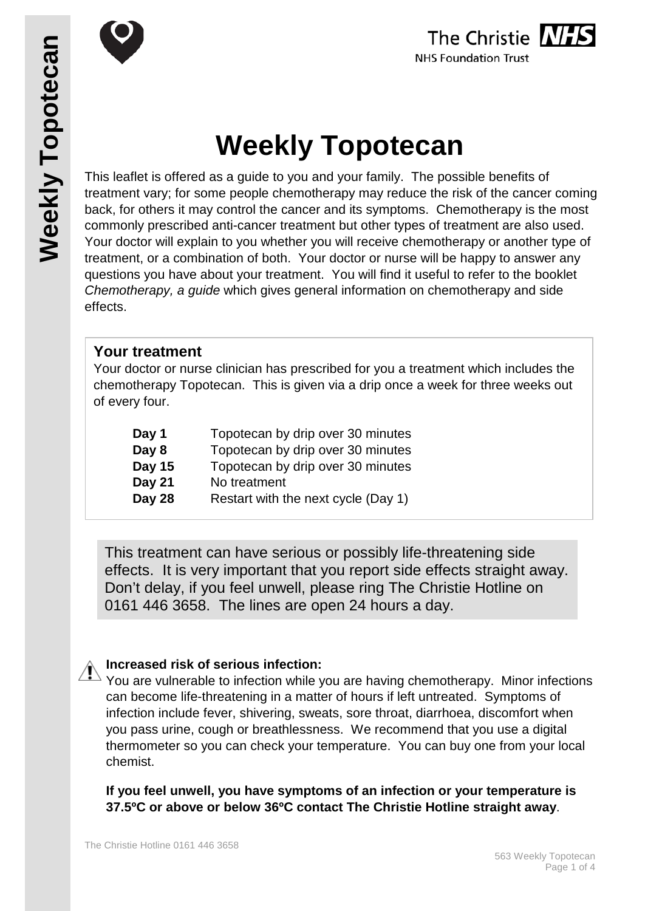# Weekly Topotecan

This leaflet is offered as a guide to you and your family. The possible benefits of treatment vary; for some people chemotherapy may reduce the risk of the cancer coming back, for others it may control the cancer and its symptoms. Chemotherapy is the most commonly prescribed anti-cancer treatment but other types of treatment are also used. Your doctor will explain to you whether you will receive chemotherapy or another type of treatment, or a combination of both. Your doctor or nurse will be happy to answer any questions you have about your treatment. You will find it useful to refer to the booklet *Chemotherapy, a guide* which gives general information on chemotherapy and side effects.

## Your treatment

Your doctor or nurse clinician has prescribed for you a treatment which includes the chemotherapy Topotecan. This is given via a drip once a week for three weeks out of every four.

| | |
|---|---|
| **Day 1** | Topotecan by drip over 30 minutes |
| **Day 8** | Topotecan by drip over 30 minutes |
| **Day 15** | Topotecan by drip over 30 minutes |
| **Day 21** | No treatment |
| **Day 28** | Restart with the next cycle (Day 1) |

This treatment can have serious or possibly life-threatening side effects. It is very important that you report side effects straight away. Don't delay, if you feel unwell, please ring The Christie Hotline on 0161 446 3658. The lines are open 24 hours a day.

**Increased risk of serious infection:**

You are vulnerable to infection while you are having chemotherapy. Minor infections can become life-threatening in a matter of hours if left untreated. Symptoms of infection include fever, shivering, sweats, sore throat, diarrhoea, discomfort when you pass urine, cough or breathlessness. We recommend that you use a digital thermometer so you can check your temperature. You can buy one from your local chemist.

**If you feel unwell, you have symptoms of an infection or your temperature is 37.5ºC or above or below 36ºC contact The Christie Hotline straight away**.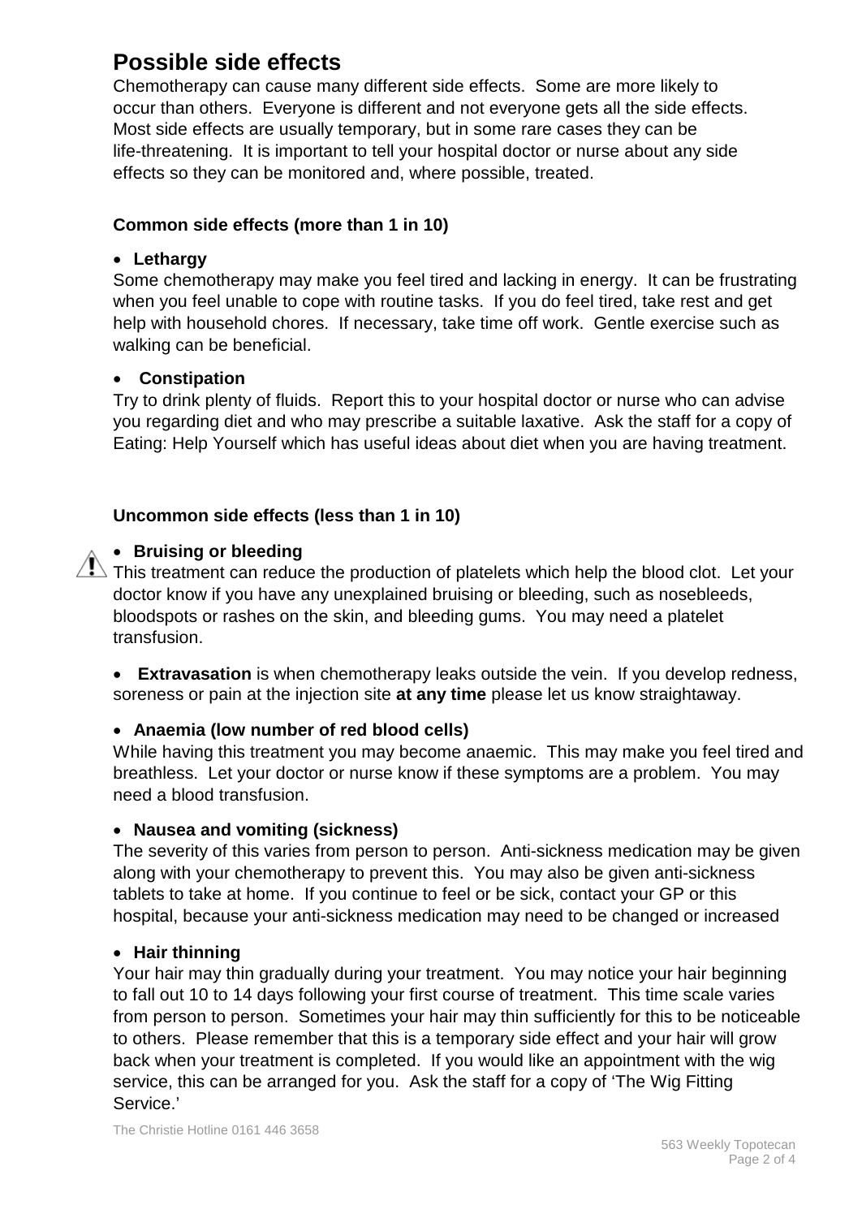# Possible side effects

Chemotherapy can cause many different side effects. Some are more likely to occur than others. Everyone is different and not everyone gets all the side effects. Most side effects are usually temporary, but in some rare cases they can be life-threatening. It is important to tell your hospital doctor or nurse about any side effects so they can be monitored and, where possible, treated.

### Common side effects (more than 1 in 10)

- **Lethargy**

Some chemotherapy may make you feel tired and lacking in energy. It can be frustrating when you feel unable to cope with routine tasks. If you do feel tired, take rest and get help with household chores. If necessary, take time off work. Gentle exercise such as walking can be beneficial.

- **Constipation**

Try to drink plenty of fluids. Report this to your hospital doctor or nurse who can advise you regarding diet and who may prescribe a suitable laxative. Ask the staff for a copy of Eating: Help Yourself which has useful ideas about diet when you are having treatment.

### Uncommon side effects (less than 1 in 10)

- **Bruising or bleeding**

This treatment can reduce the production of platelets which help the blood clot. Let your doctor know if you have any unexplained bruising or bleeding, such as nosebleeds, bloodspots or rashes on the skin, and bleeding gums. You may need a platelet transfusion.

- **Extravasation** is when chemotherapy leaks outside the vein. If you develop redness, soreness or pain at the injection site **at any time** please let us know straightaway.

- **Anaemia (low number of red blood cells)**

While having this treatment you may become anaemic. This may make you feel tired and breathless. Let your doctor or nurse know if these symptoms are a problem. You may need a blood transfusion.

- **Nausea and vomiting (sickness)**

The severity of this varies from person to person. Anti-sickness medication may be given along with your chemotherapy to prevent this. You may also be given anti-sickness tablets to take at home. If you continue to feel or be sick, contact your GP or this hospital, because your anti-sickness medication may need to be changed or increased

- **Hair thinning**

Your hair may thin gradually during your treatment. You may notice your hair beginning to fall out 10 to 14 days following your first course of treatment. This time scale varies from person to person. Sometimes your hair may thin sufficiently for this to be noticeable to others. Please remember that this is a temporary side effect and your hair will grow back when your treatment is completed. If you would like an appointment with the wig service, this can be arranged for you. Ask the staff for a copy of 'The Wig Fitting Service.'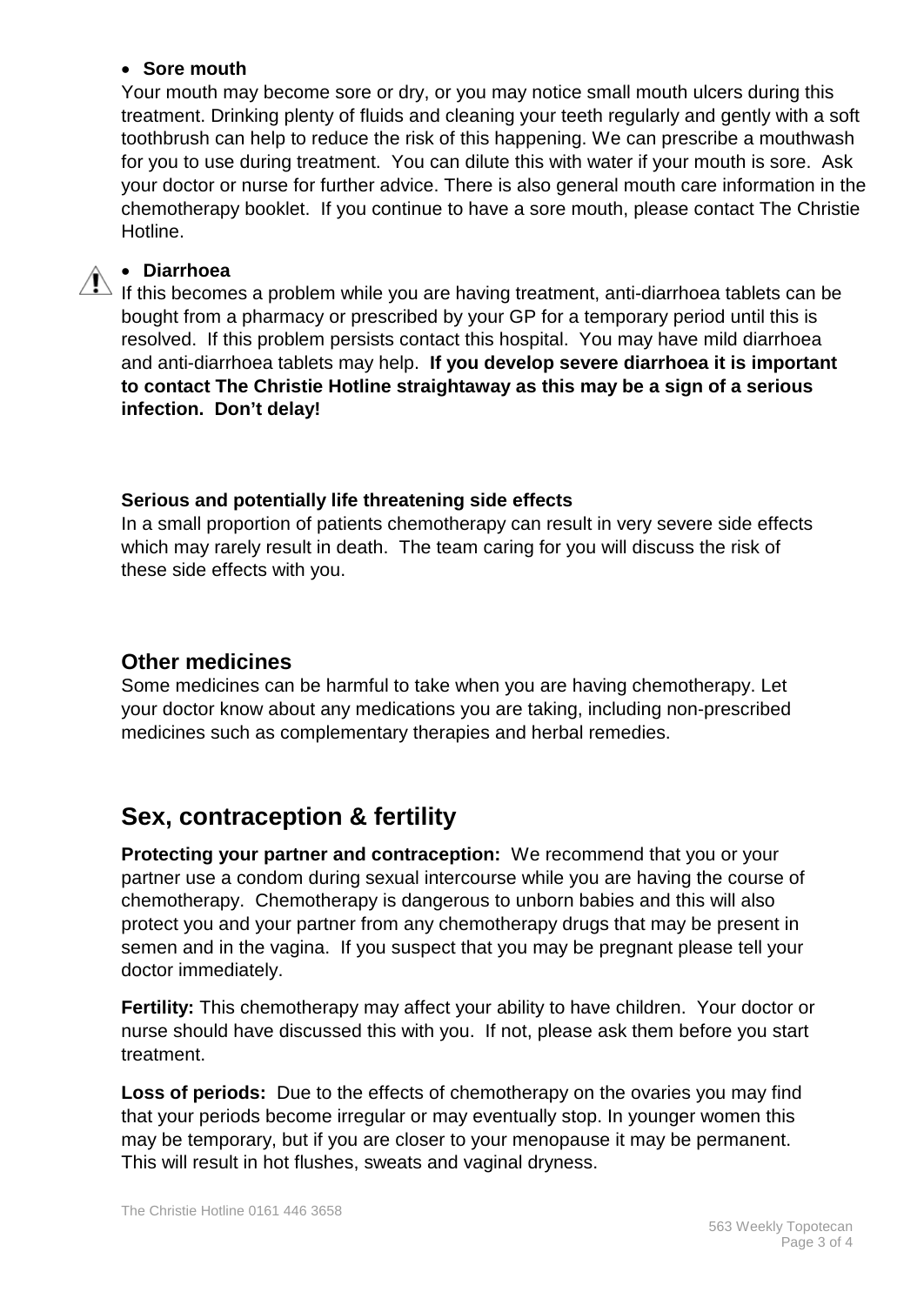- **Sore mouth**

Your mouth may become sore or dry, or you may notice small mouth ulcers during this treatment. Drinking plenty of fluids and cleaning your teeth regularly and gently with a soft toothbrush can help to reduce the risk of this happening. We can prescribe a mouthwash for you to use during treatment. You can dilute this with water if your mouth is sore. Ask your doctor or nurse for further advice. There is also general mouth care information in the chemotherapy booklet. If you continue to have a sore mouth, please contact The Christie Hotline.

- **Diarrhoea**

If this becomes a problem while you are having treatment, anti-diarrhoea tablets can be bought from a pharmacy or prescribed by your GP for a temporary period until this is resolved. If this problem persists contact this hospital. You may have mild diarrhoea and anti-diarrhoea tablets may help. **If you develop severe diarrhoea it is important to contact The Christie Hotline straightaway as this may be a sign of a serious infection. Don't delay!**

**Serious and potentially life threatening side effects**

In a small proportion of patients chemotherapy can result in very severe side effects which may rarely result in death. The team caring for you will discuss the risk of these side effects with you.

### Other medicines

Some medicines can be harmful to take when you are having chemotherapy. Let your doctor know about any medications you are taking, including non-prescribed medicines such as complementary therapies and herbal remedies.

## Sex, contraception & fertility

**Protecting your partner and contraception:** We recommend that you or your partner use a condom during sexual intercourse while you are having the course of chemotherapy. Chemotherapy is dangerous to unborn babies and this will also protect you and your partner from any chemotherapy drugs that may be present in semen and in the vagina. If you suspect that you may be pregnant please tell your doctor immediately.

**Fertility:** This chemotherapy may affect your ability to have children. Your doctor or nurse should have discussed this with you. If not, please ask them before you start treatment.

**Loss of periods:** Due to the effects of chemotherapy on the ovaries you may find that your periods become irregular or may eventually stop. In younger women this may be temporary, but if you are closer to your menopause it may be permanent. This will result in hot flushes, sweats and vaginal dryness.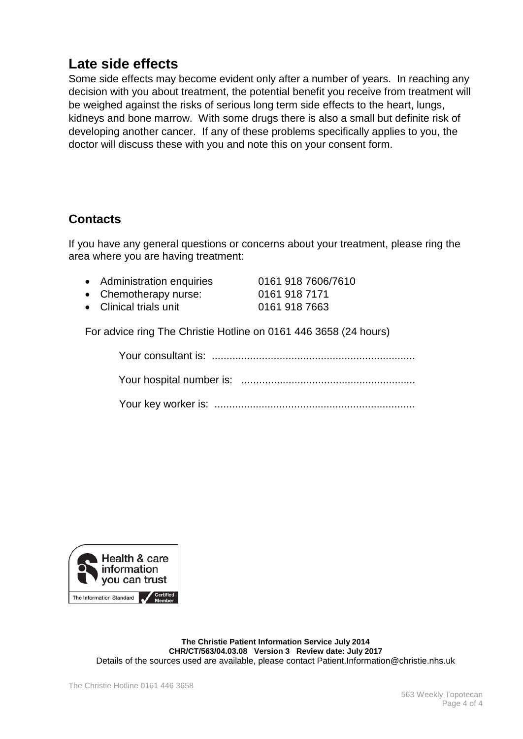## Late side effects

Some side effects may become evident only after a number of years. In reaching any decision with you about treatment, the potential benefit you receive from treatment will be weighed against the risks of serious long term side effects to the heart, lungs, kidneys and bone marrow. With some drugs there is also a small but definite risk of developing another cancer. If any of these problems specifically applies to you, the doctor will discuss these with you and note this on your consent form.

## Contacts

If you have any general questions or concerns about your treatment, please ring the area where you are having treatment:

- Administration enquiries 0161 918 7606/7610
- Chemotherapy nurse: 0161 918 7171
- Clinical trials unit 0161 918 7663

For advice ring The Christie Hotline on 0161 446 3658 (24 hours)

Your consultant is: ....................................................................

Your hospital number is: ..........................................................

Your key worker is: ...................................................................

Health & care information you can trust

The Information Standard Certified Member

**The Christie Patient Information Service July 2014**
**CHR/CT/563/04.03.08 Version 3 Review date: July 2017**
Details of the sources used are available, please contact Patient.Information@christie.nhs.uk